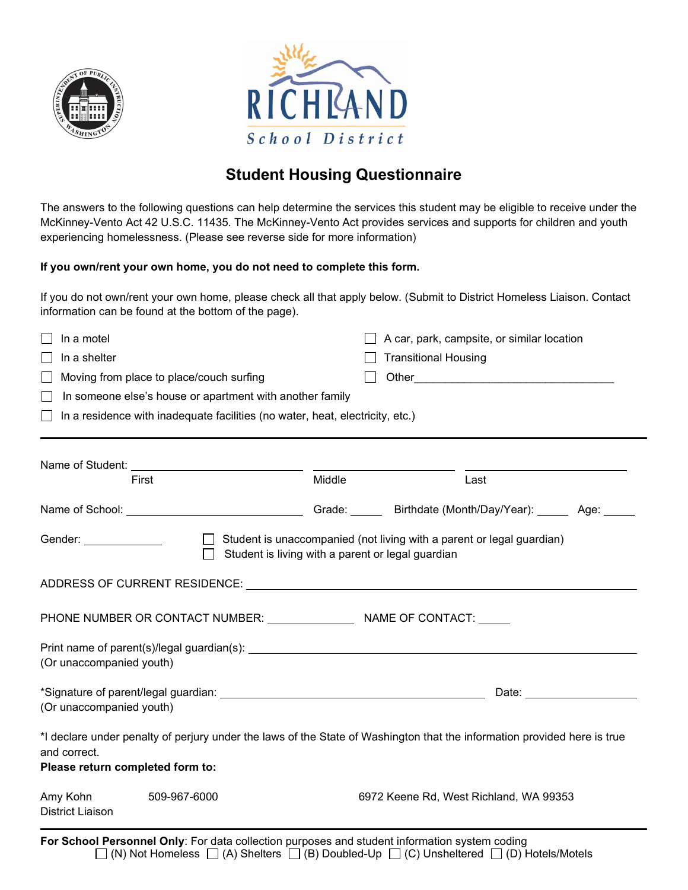RICHLAND
School District

# Student Housing Questionnaire

The answers to the following questions can help determine the services this student may be eligible to receive under the McKinney-Vento Act 42 U.S.C. 11435. The McKinney-Vento Act provides services and supports for children and youth experiencing homelessness. (Please see reverse side for more information)

**If you own/rent your own home, you do not need to complete this form.**

If you do not own/rent your own home, please check all that apply below. (Submit to District Homeless Liaison. Contact information can be found at the bottom of the page).

- ☐ In a motel
- ☐ In a shelter
- ☐ Moving from place to place/couch surfing
- ☐ In someone else's house or apartment with another family
- ☐ In a residence with inadequate facilities (no water, heat, electricity, etc.)
- ☐ A car, park, campsite, or similar location
- ☐ Transitional Housing
- ☐ Other\_\_\_\_\_\_\_\_\_\_\_\_\_\_\_\_\_\_\_\_\_\_\_\_\_\_\_\_\_\_\_\_\_\_

---

Name of Student: \_\_\_\_\_\_\_\_\_\_\_\_\_\_\_\_\_\_\_\_ \_\_\_\_\_\_\_\_\_\_\_\_\_\_\_\_\_\_\_\_ \_\_\_\_\_\_\_\_\_\_\_\_\_\_\_\_\_\_\_\_
First Middle Last

Name of School: \_\_\_\_\_\_\_\_\_\_\_\_\_\_\_\_\_\_\_\_ Grade: \_\_\_\_\_ Birthdate (Month/Day/Year): \_\_\_\_\_ Age: \_\_\_\_\_

Gender: \_\_\_\_\_\_\_\_\_\_\_\_

- ☐ Student is unaccompanied (not living with a parent or legal guardian)
- ☐ Student is living with a parent or legal guardian

ADDRESS OF CURRENT RESIDENCE: \_\_\_\_\_\_\_\_\_\_\_\_\_\_\_\_\_\_\_\_\_\_\_\_\_\_\_\_\_\_\_\_\_\_\_\_\_\_\_\_

PHONE NUMBER OR CONTACT NUMBER: \_\_\_\_\_\_\_\_\_\_\_\_\_\_ NAME OF CONTACT: \_\_\_\_\_

Print name of parent(s)/legal guardian(s): \_\_\_\_\_\_\_\_\_\_\_\_\_\_\_\_\_\_\_\_\_\_\_\_\_\_\_\_\_\_\_\_\_\_\_\_\_\_\_\_
(Or unaccompanied youth)

*Signature of parent/legal guardian: \_\_\_\_\_\_\_\_\_\_\_\_\_\_\_\_\_\_\_\_\_\_\_\_\_\_\_\_\_\_\_\_ Date: \_\_\_\_\_\_\_\_\_\_\_\_\_\_\_\_
(Or unaccompanied youth)

*I declare under penalty of perjury under the laws of the State of Washington that the information provided here is true and correct.

**Please return completed form to:**

Amy Kohn
District Liaison
509-967-6000
6972 Keene Rd, West Richland, WA 99353

---

**For School Personnel Only**: For data collection purposes and student information system coding
☐ (N) Not Homeless ☐ (A) Shelters ☐ (B) Doubled-Up ☐ (C) Unsheltered ☐ (D) Hotels/Motels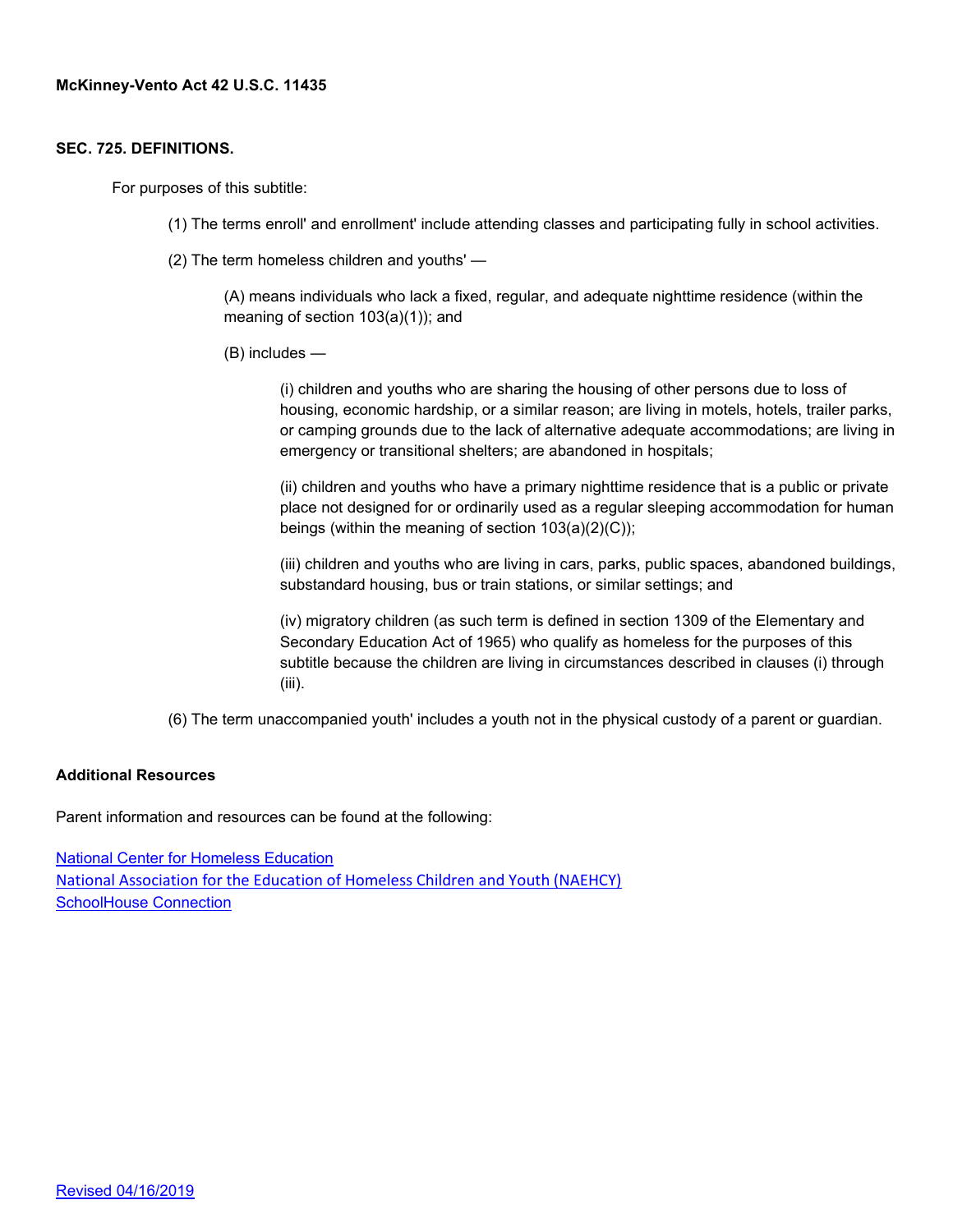**McKinney-Vento Act 42 U.S.C. 11435**

**SEC. 725. DEFINITIONS.**

For purposes of this subtitle:

(1) The terms enroll' and enrollment' include attending classes and participating fully in school activities.

(2) The term homeless children and youths' —

(A) means individuals who lack a fixed, regular, and adequate nighttime residence (within the meaning of section 103(a)(1)); and

(B) includes —

(i) children and youths who are sharing the housing of other persons due to loss of housing, economic hardship, or a similar reason; are living in motels, hotels, trailer parks, or camping grounds due to the lack of alternative adequate accommodations; are living in emergency or transitional shelters; are abandoned in hospitals;

(ii) children and youths who have a primary nighttime residence that is a public or private place not designed for or ordinarily used as a regular sleeping accommodation for human beings (within the meaning of section 103(a)(2)(C));

(iii) children and youths who are living in cars, parks, public spaces, abandoned buildings, substandard housing, bus or train stations, or similar settings; and

(iv) migratory children (as such term is defined in section 1309 of the Elementary and Secondary Education Act of 1965) who qualify as homeless for the purposes of this subtitle because the children are living in circumstances described in clauses (i) through (iii).

(6) The term unaccompanied youth' includes a youth not in the physical custody of a parent or guardian.

**Additional Resources**

Parent information and resources can be found at the following:

National Center for Homeless Education
National Association for the Education of Homeless Children and Youth (NAEHCY)
SchoolHouse Connection

Revised 04/16/2019